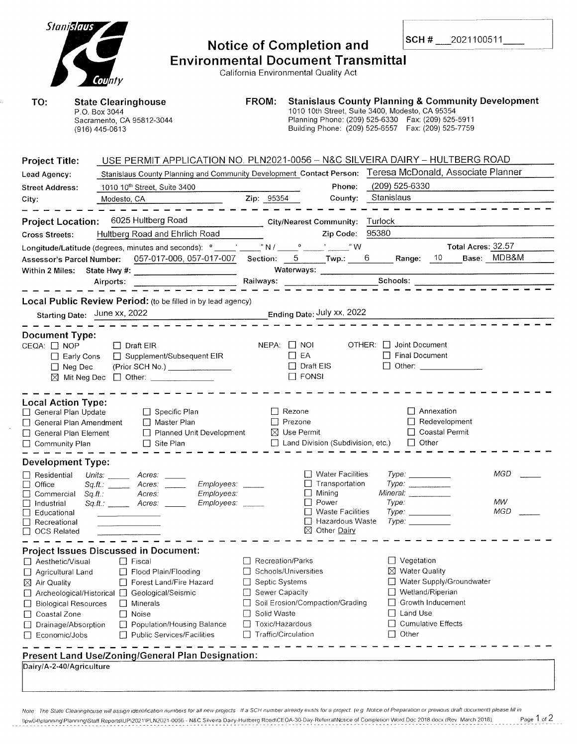Stanislaus County

# Notice of Completion and Environmental Document Transmittal

California Environmental Quality Act

**SCH #** 2021100511

**TO:** **State Clearinghouse**
P.O. Box 3044
Sacramento, CA 95812-3044
(916) 445-0613

**FROM:** **Stanislaus County Planning & Community Development**
1010 10th Street, Suite 3400, Modesto, CA 95354
Planning Phone: (209) 525-6330 Fax: (209) 525-5911
Building Phone: (209) 525-6557 Fax: (209) 525-7759

**Project Title:** USE PERMIT APPLICATION NO. PLN2021-0056 – N&C SILVEIRA DAIRY – HULTBERG ROAD

**Lead Agency:** Stanislaus County Planning and Community Development **Contact Person:** Teresa McDonald, Associate Planner

**Street Address:** 1010 10th Street, Suite 3400 **Phone:** (209) 525-6330

**City:** Modesto, CA **Zip:** 95354 **County:** Stanislaus

---

**Project Location:** 6025 Hultberg Road **City/Nearest Community:** Turlock

**Cross Streets:** Hultberg Road and Ehrlich Road **Zip Code:** 95380

**Longitude/Latitude** (degrees, minutes and seconds): ° ' " N / ° ' " W **Total Acres:** 32.57

**Assessor's Parcel Number:** 057-017-006, 057-017-007 **Section:** 5 **Twp.:** 6 **Range:** 10 **Base:** MDB&M

**Within 2 Miles:** State Hwy #: **Waterways:**

Airports: **Railways:** **Schools:**

---

**Local Public Review Period:** (to be filled in by lead agency)

Starting Date: June xx, 2022 **Ending Date:** July xx, 2022

---

**Document Type:**

CEQA:
- ☐ NOP
- ☐ Early Cons
- ☐ Neg Dec
- ☒ Mit Neg Dec
- ☐ Draft EIR
- ☐ Supplement/Subsequent EIR (Prior SCH No.) ____________
- ☐ Other: ____________

NEPA:
- ☐ NOI
- ☐ EA
- ☐ Draft EIS
- ☐ FONSI

OTHER:
- ☐ Joint Document
- ☐ Final Document
- ☐ Other: ____________

---

**Local Action Type:**

- ☐ General Plan Update
- ☐ General Plan Amendment
- ☐ General Plan Element
- ☐ Community Plan
- ☐ Specific Plan
- ☐ Master Plan
- ☐ Planned Unit Development
- ☐ Site Plan
- ☐ Rezone
- ☐ Prezone
- ☒ Use Permit
- ☐ Land Division (Subdivision, etc.)
- ☐ Annexation
- ☐ Redevelopment
- ☐ Coastal Permit
- ☐ Other

---

**Development Type:**

- ☐ Residential Units: ____ Acres: ____
- ☐ Office Sq.ft.: ____ Acres: ____ Employees: ____
- ☐ Commercial Sq.ft.: Acres: Employees:
- ☐ Industrial Sq.ft.: ____ Acres: ____ Employees: ____
- ☐ Educational
- ☐ Recreational
- ☐ OCS Related
- ☐ Water Facilities Type: ____ MGD ____
- ☐ Transportation Type: ____
- ☐ Mining Mineral: ____
- ☐ Power Type: MW
- ☐ Waste Facilities Type: ____ MGD ____
- ☐ Hazardous Waste Type: ____
- ☒ Other Dairy

---

**Project Issues Discussed in Document:**

- ☐ Aesthetic/Visual
- ☐ Agricultural Land
- ☒ Air Quality
- ☐ Archeological/Historical
- ☐ Biological Resources
- ☐ Coastal Zone
- ☐ Drainage/Absorption
- ☐ Economic/Jobs
- ☐ Fiscal
- ☐ Flood Plain/Flooding
- ☐ Forest Land/Fire Hazard
- ☐ Geological/Seismic
- ☐ Minerals
- ☐ Noise
- ☐ Population/Housing Balance
- ☐ Public Services/Facilities
- ☐ Recreation/Parks
- ☐ Schools/Universities
- ☐ Septic Systems
- ☐ Sewer Capacity
- ☐ Soil Erosion/Compaction/Grading
- ☐ Solid Waste
- ☐ Toxic/Hazardous
- ☐ Traffic/Circulation
- ☐ Vegetation
- ☒ Water Quality
- ☐ Water Supply/Groundwater
- ☐ Wetland/Riperian
- ☐ Growth Inducement
- ☐ Land Use
- ☐ Cumulative Effects
- ☐ Other

---

**Present Land Use/Zoning/General Plan Designation:**

Dairy/A-2-40/Agriculture

*Note: The State Clearinghouse will assign identification numbers for all new projects. If a SCH number already exists for a project (e.g. Notice of Preparation or previous draft document) please fill in.*

\\pw04\planning\Planning\Staff Reports\UP\2021\PLN2021-0056 - N&C Silveira Dairy-Hultberg Road\CEQA-30-Day-Referral\Notice of Completion Word Doc 2018.docx (Rev. March 2018)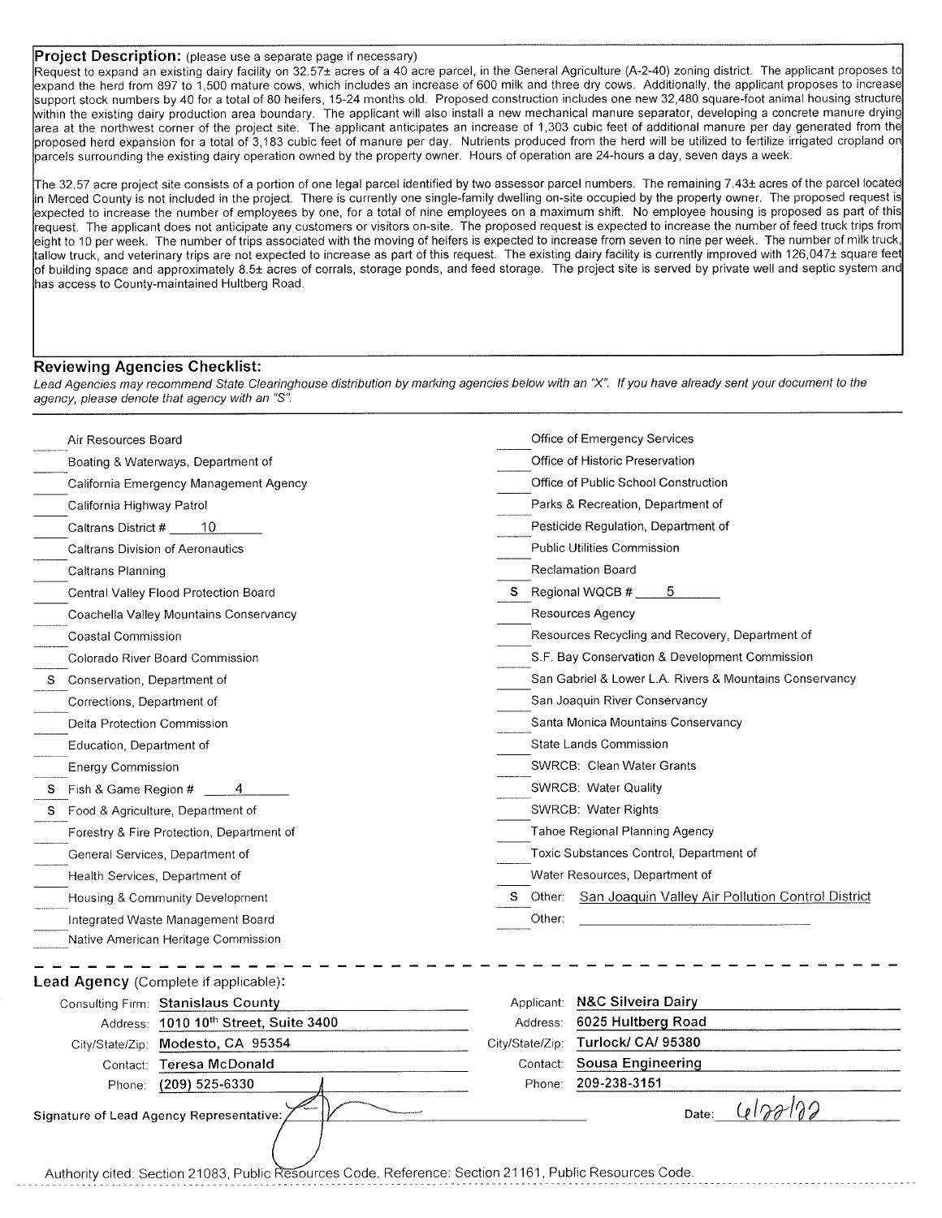**Project Description:** (please use a separate page if necessary)

Request to expand an existing dairy facility on 32.57± acres of a 40 acre parcel, in the General Agriculture (A-2-40) zoning district. The applicant proposes to expand the herd from 897 to 1,500 mature cows, which includes an increase of 600 milk and three dry cows. Additionally, the applicant proposes to increase support stock numbers by 40 for a total of 80 heifers, 15-24 months old. Proposed construction includes one new 32,480 square-foot animal housing structure within the existing dairy production area boundary. The applicant will also install a new mechanical manure separator, developing a concrete manure drying area at the northwest corner of the project site. The applicant anticipates an increase of 1,303 cubic feet of additional manure per day generated from the proposed herd expansion for a total of 3,183 cubic feet of manure per day. Nutrients produced from the herd will be utilized to fertilize irrigated cropland on parcels surrounding the existing dairy operation owned by the property owner. Hours of operation are 24-hours a day, seven days a week.

The 32.57 acre project site consists of a portion of one legal parcel identified by two assessor parcel numbers. The remaining 7.43± acres of the parcel located in Merced County is not included in the project. There is currently one single-family dwelling on-site occupied by the property owner. The proposed request is expected to increase the number of employees by one, for a total of nine employees on a maximum shift. No employee housing is proposed as part of this request. The applicant does not anticipate any customers or visitors on-site. The proposed request is expected to increase the number of feed truck trips from eight to 10 per week. The number of trips associated with the moving of heifers is expected to increase from seven to nine per week. The number of milk truck, tallow truck, and veterinary trips are not expected to increase as part of this request. The existing dairy facility is currently improved with 126,047± square feet of building space and approximately 8.5± acres of corrals, storage ponds, and feed storage. The project site is served by private well and septic system and has access to County-maintained Hultberg Road.

## Reviewing Agencies Checklist:

*Lead Agencies may recommend State Clearinghouse distribution by marking agencies below with an "X". If you have already sent your document to the agency, please denote that agency with an "S".*

| | Agency | | Agency |
|---|---|---|---|
| | Air Resources Board | | Office of Emergency Services |
| | Boating & Waterways, Department of | | Office of Historic Preservation |
| | California Emergency Management Agency | | Office of Public School Construction |
| | California Highway Patrol | | Parks & Recreation, Department of |
| | Caltrans District # 10 | | Pesticide Regulation, Department of |
| | Caltrans Division of Aeronautics | | Public Utilities Commission |
| | Caltrans Planning | | Reclamation Board |
| | Central Valley Flood Protection Board | S | Regional WQCB # 5 |
| | Coachella Valley Mountains Conservancy | | Resources Agency |
| | Coastal Commission | | Resources Recycling and Recovery, Department of |
| | Colorado River Board Commission | | S.F. Bay Conservation & Development Commission |
| S | Conservation, Department of | | San Gabriel & Lower L.A. Rivers & Mountains Conservancy |
| | Corrections, Department of | | San Joaquin River Conservancy |
| | Delta Protection Commission | | Santa Monica Mountains Conservancy |
| | Education, Department of | | State Lands Commission |
| | Energy Commission | | SWRCB: Clean Water Grants |
| S | Fish & Game Region # 4 | | SWRCB: Water Quality |
| S | Food & Agriculture, Department of | | SWRCB: Water Rights |
| | Forestry & Fire Protection, Department of | | Tahoe Regional Planning Agency |
| | General Services, Department of | | Toxic Substances Control, Department of |
| | Health Services, Department of | | Water Resources, Department of |
| | Housing & Community Development | S | Other: San Joaquin Valley Air Pollution Control District |
| | Integrated Waste Management Board | | Other: |
| | Native American Heritage Commission | | |

**Lead Agency** (Complete if applicable):

| | | | |
|---|---|---|---|
| Consulting Firm: | **Stanislaus County** | Applicant: | **N&C Silveira Dairy** |
| Address: | **1010 10th Street, Suite 3400** | Address: | **6025 Hultberg Road** |
| City/State/Zip: | **Modesto, CA 95354** | City/State/Zip: | **Turlock/ CA/ 95380** |
| Contact: | **Teresa McDonald** | Contact: | **Sousa Engineering** |
| Phone: | **(209) 525-6330** | Phone: | **209-238-3151** |

Signature of Lead Agency Representative: [signature] Date: 6/22/22

Authority cited: Section 21083, Public Resources Code. Reference: Section 21161, Public Resources Code.